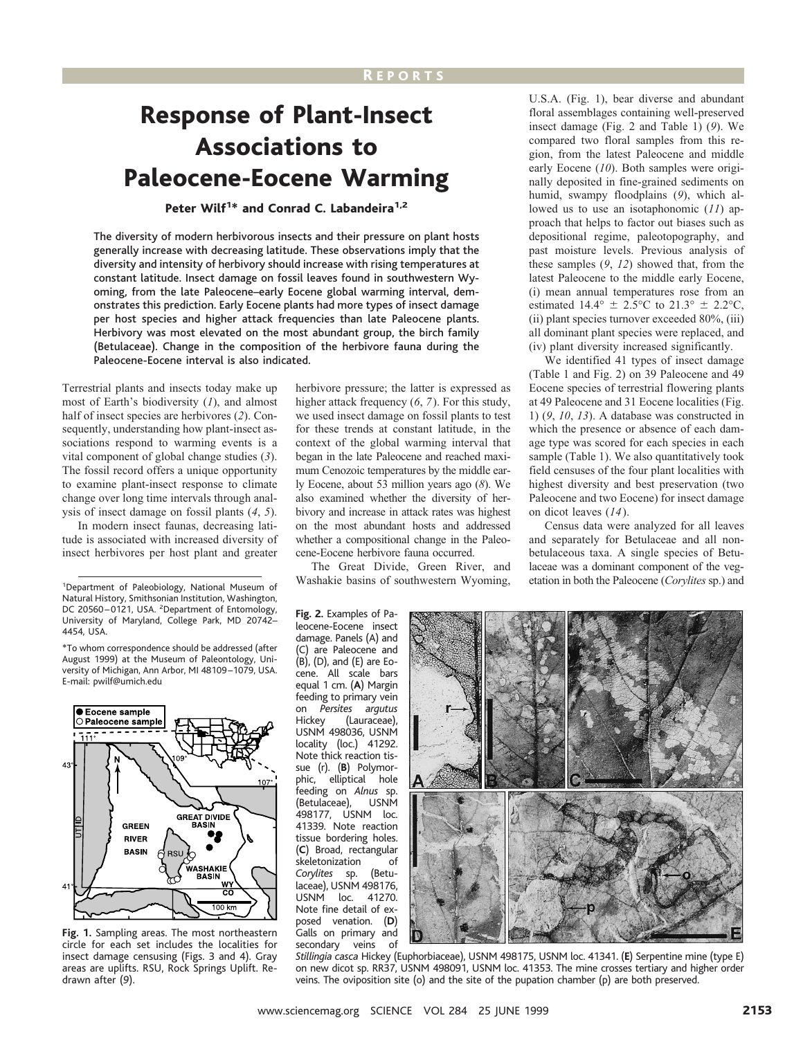REPORTS

# Response of Plant-Insect Associations to Paleocene-Eocene Warming

**Peter Wilf[1]* and Conrad C. Labandeira[1,2]**

The diversity of modern herbivorous insects and their pressure on plant hosts generally increase with decreasing latitude. These observations imply that the diversity and intensity of herbivory should increase with rising temperatures at constant latitude. Insect damage on fossil leaves found in southwestern Wyoming, from the late Paleocene–early Eocene global warming interval, demonstrates this prediction. Early Eocene plants had more types of insect damage per host species and higher attack frequencies than late Paleocene plants. Herbivory was most elevated on the most abundant group, the birch family (Betulaceae). Change in the composition of the herbivore fauna during the Paleocene-Eocene interval is also indicated.

Terrestrial plants and insects today make up most of Earth's biodiversity (*1*), and almost half of insect species are herbivores (*2*). Consequently, understanding how plant-insect associations respond to warming events is a vital component of global change studies (*3*). The fossil record offers a unique opportunity to examine plant-insect response to climate change over long time intervals through analysis of insect damage on fossil plants (*4*, *5*).

In modern insect faunas, decreasing latitude is associated with increased diversity of insect herbivores per host plant and greater herbivore pressure; the latter is expressed as higher attack frequency (*6*, *7*). For this study, we used insect damage on fossil plants to test for these trends at constant latitude, in the context of the global warming interval that began in the late Paleocene and reached maximum Cenozoic temperatures by the middle early Eocene, about 53 million years ago (*8*). We also examined whether the diversity of herbivory and increase in attack rates was highest on the most abundant hosts and addressed whether a compositional change in the Paleocene-Eocene herbivore fauna occurred.

The Great Divide, Green River, and Washakie basins of southwestern Wyoming, U.S.A. (Fig. 1), bear diverse and abundant floral assemblages containing well-preserved insect damage (Fig. 2 and Table 1) (*9*). We compared two floral samples from this region, from the latest Paleocene and middle early Eocene (*10*). Both samples were originally deposited in fine-grained sediments on humid, swampy floodplains (*9*), which allowed us to use an isotaphonomic (*11*) approach that helps to factor out biases such as depositional regime, paleotopography, and past moisture levels. Previous analysis of these samples (*9*, *12*) showed that, from the latest Paleocene to the middle early Eocene, (i) mean annual temperatures rose from an estimated 14.4° ± 2.5°C to 21.3° ± 2.2°C, (ii) plant species turnover exceeded 80%, (iii) all dominant plant species were replaced, and (iv) plant diversity increased significantly.

We identified 41 types of insect damage (Table 1 and Fig. 2) on 39 Paleocene and 49 Eocene species of terrestrial flowering plants at 49 Paleocene and 31 Eocene localities (Fig. 1) (*9*, *10*, *13*). A database was constructed in which the presence or absence of each damage type was scored for each species in each sample (Table 1). We also quantitatively took field censuses of the four plant localities with highest diversity and best preservation (two Paleocene and two Eocene) for insect damage on dicot leaves (*14*).

Census data were analyzed for all leaves and separately for Betulaceae and all nonbetulaceous taxa. A single species of Betulaceae was a dominant component of the vegetation in both the Paleocene (*Corylites* sp.) and

[1]Department of Paleobiology, National Museum of Natural History, Smithsonian Institution, Washington, DC 20560–0121, USA. [2]Department of Entomology, University of Maryland, College Park, MD 20742–4454, USA.

*To whom correspondence should be addressed (after August 1999) at the Museum of Paleontology, University of Michigan, Ann Arbor, MI 48109–1079, USA. E-mail: pwilf@umich.edu

**Fig. 1.** Sampling areas. The most northeastern circle for each set includes the localities for insect damage censusing (Figs. 3 and 4). Gray areas are uplifts. RSU, Rock Springs Uplift. Redrawn after (*9*).

**Fig. 2.** Examples of Paleocene-Eocene insect damage. Panels (A) and (C) are Paleocene and (B), (D), and (E) are Eocene. All scale bars equal 1 cm. (**A**) Margin feeding to primary vein on *Persites argutus* Hickey (Lauraceae), USNM 498036, USNM locality (loc.) 41292. Note thick reaction tissue (r). (**B**) Polymorphic, elliptical hole feeding on *Alnus* sp. (Betulaceae), USNM 498177, USNM loc. 41339. Note reaction tissue bordering holes. (**C**) Broad, rectangular skeletonization of *Corylites* sp. (Betulaceae), USNM 498176, USNM loc. 41270. Note fine detail of exposed venation. (**D**) Galls on primary and secondary veins of *Stillingia casca* Hickey (Euphorbiaceae), USNM 498175, USNM loc. 41341. (**E**) Serpentine mine (type E) on new dicot sp. RR37, USNM 498091, USNM loc. 41353. The mine crosses tertiary and higher order veins. The oviposition site (o) and the site of the pupation chamber (p) are both preserved.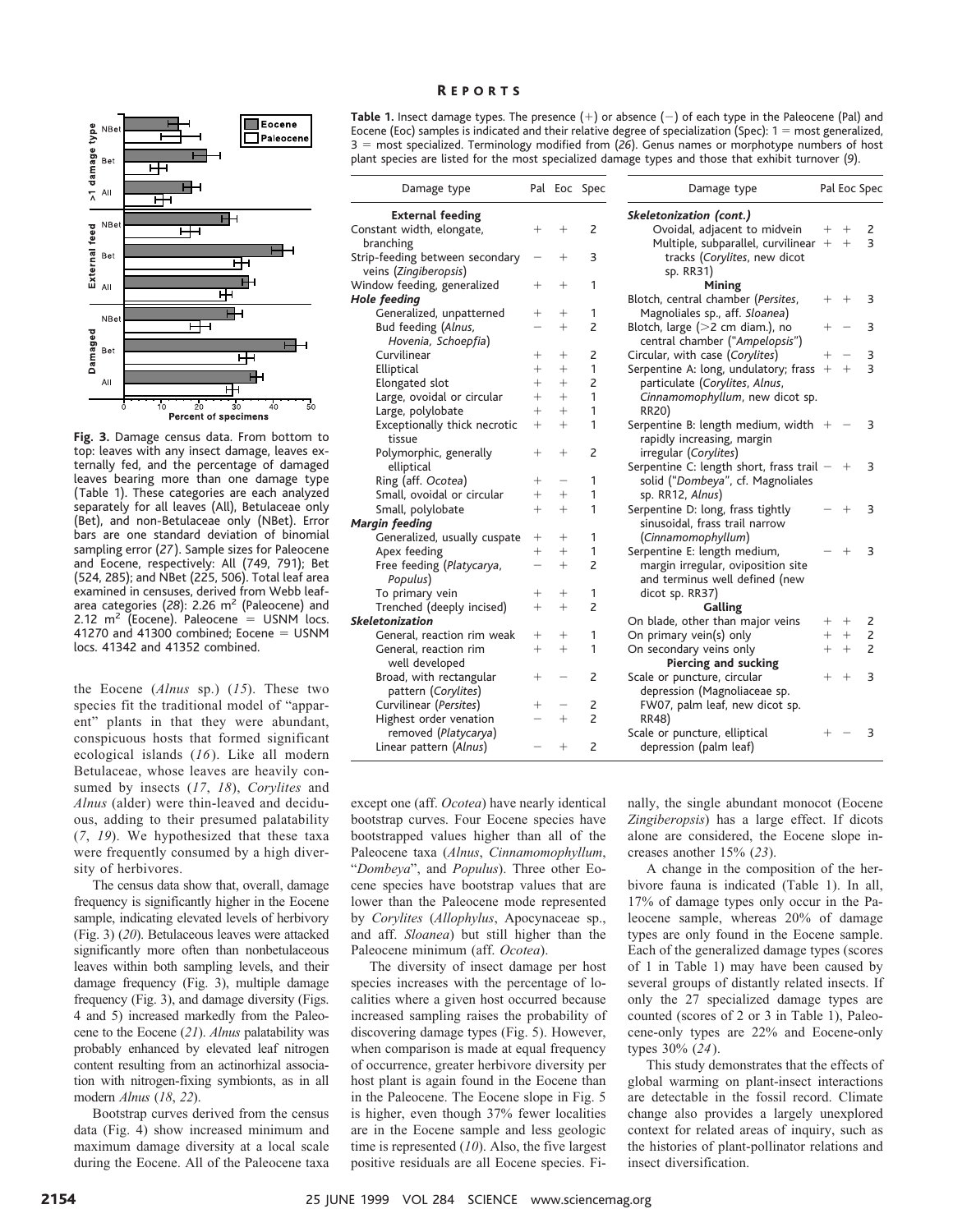**Fig. 3.** Damage census data. From bottom to top: leaves with any insect damage, leaves externally fed, and the percentage of damaged leaves bearing more than one damage type (Table 1). These categories are each analyzed separately for all leaves (All), Betulaceae only (Bet), and non-Betulaceae only (NBet). Error bars are one standard deviation of binomial sampling error (*27*). Sample sizes for Paleocene and Eocene, respectively: All (749, 791); Bet (524, 285); and NBet (225, 506). Total leaf area examined in censuses, derived from Webb leaf-area categories (*28*): 2.26 $m^2$ (Paleocene) and 2.12 $m^2$ (Eocene). Paleocene = USNM locs. 41270 and 41300 combined; Eocene = USNM locs. 41342 and 41352 combined.

the Eocene (*Alnus* sp.) (*15*). These two species fit the traditional model of "apparent" plants in that they were abundant, conspicuous hosts that formed significant ecological islands (*16*). Like all modern Betulaceae, whose leaves are heavily consumed by insects (*17*, *18*), *Corylites* and *Alnus* (alder) were thin-leaved and deciduous, adding to their presumed palatability (*7*, *19*). We hypothesized that these taxa were frequently consumed by a high diversity of herbivores.

The census data show that, overall, damage frequency is significantly higher in the Eocene sample, indicating elevated levels of herbivory (Fig. 3) (*20*). Betulaceous leaves were attacked significantly more often than nonbetulaceous leaves within both sampling levels, and their damage frequency (Fig. 3), multiple damage frequency (Fig. 3), and damage diversity (Figs. 4 and 5) increased markedly from the Paleocene to the Eocene (*21*). *Alnus* palatability was probably enhanced by elevated leaf nitrogen content resulting from an actinorhizal association with nitrogen-fixing symbionts, as in all modern *Alnus* (*18*, *22*).

Bootstrap curves derived from the census data (Fig. 4) show increased minimum and maximum damage diversity at a local scale during the Eocene. All of the Paleocene taxa except one (aff. *Ocotea*) have nearly identical bootstrap curves. Four Eocene species have bootstrapped values higher than all of the Paleocene taxa (*Alnus*, *Cinnamomophyllum*, "*Dombeya*", and *Populus*). Three other Eocene species have bootstrap values that are lower than the Paleocene mode represented by *Corylites* (*Allophylus*, Apocynaceae sp., and aff. *Sloanea*) but still higher than the Paleocene minimum (aff. *Ocotea*).

The diversity of insect damage per host species increases with the percentage of localities where a given host occurred because increased sampling raises the probability of discovering damage types (Fig. 5). However, when comparison is made at equal frequency of occurrence, greater herbivore diversity per host plant is again found in the Eocene than in the Paleocene. The Eocene slope in Fig. 5 is higher, even though 37% fewer localities are in the Eocene sample and less geologic time is represented (*10*). Also, the five largest positive residuals are all Eocene species. Finally, the single abundant monocot (Eocene *Zingiberopsis*) has a large effect. If dicots alone are considered, the Eocene slope increases another 15% (*23*).

A change in the composition of the herbivore fauna is indicated (Table 1). In all, 17% of damage types only occur in the Paleocene sample, whereas 20% of damage types are only found in the Eocene sample. Each of the generalized damage types (scores of 1 in Table 1) may have been caused by several groups of distantly related insects. If only the 27 specialized damage types are counted (scores of 2 or 3 in Table 1), Paleocene-only types are 22% and Eocene-only types 30% (*24*).

This study demonstrates that the effects of global warming on plant-insect interactions are detectable in the fossil record. Climate change also provides a largely unexplored context for related areas of inquiry, such as the histories of plant-pollinator relations and insect diversification.

**Table 1.** Insect damage types. The presence (+) or absence (−) of each type in the Paleocene (Pal) and Eocene (Eoc) samples is indicated and their relative degree of specialization (Spec): 1 = most generalized, 3 = most specialized. Terminology modified from (*26*). Genus names or morphotype numbers of host plant species are listed for the most specialized damage types and those that exhibit turnover (*9*).

| Damage type | Pal | Eoc | Spec |
|---|---|---|---|
| **External feeding** | | | |
| Constant width, elongate, branching | + | + | 2 |
| Strip-feeding between secondary veins (*Zingiberopsis*) | − | + | 3 |
| Window feeding, generalized | + | + | 1 |
| ***Hole feeding*** | | | |
| Generalized, unpatterned | + | + | 1 |
| Bud feeding (*Alnus*, *Hovenia*, *Schoepfia*) | − | + | 2 |
| Curvilinear | + | + | 2 |
| Elliptical | + | + | 1 |
| Elongated slot | + | + | 2 |
| Large, ovoidal or circular | + | + | 1 |
| Large, polylobate | + | + | 1 |
| Exceptionally thick necrotic tissue | + | + | 1 |
| Polymorphic, generally elliptical | + | + | 2 |
| Ring (aff. *Ocotea*) | + | − | 1 |
| Small, ovoidal or circular | + | + | 1 |
| Small, polylobate | + | + | 1 |
| ***Margin feeding*** | | | |
| Generalized, usually cuspate | + | + | 1 |
| Apex feeding | + | + | 1 |
| Free feeding (*Platycarya*, *Populus*) | − | + | 2 |
| To primary vein | + | + | 1 |
| Trenched (deeply incised) | + | + | 2 |
| ***Skeletonization*** | | | |
| General, reaction rim weak | + | + | 1 |
| General, reaction rim well developed | + | + | 1 |
| Broad, with rectangular pattern (*Corylites*) | + | − | 2 |
| Curvilinear (*Persites*) | + | − | 2 |
| Highest order venation removed (*Platycarya*) | − | + | 2 |
| Linear pattern (*Alnus*) | − | + | 2 |
| ***Skeletonization (cont.)*** | | | |
| Ovoidal, adjacent to midvein | + | + | 2 |
| Multiple, subparallel, curvilinear tracks (*Corylites*, new dicot sp. RR31) | + | + | 3 |
| **Mining** | | | |
| Blotch, central chamber (*Persites*, Magnoliales sp., aff. *Sloanea*) | + | + | 3 |
| Blotch, large (>2 cm diam.), no central chamber ("*Ampelopsis*") | + | − | 3 |
| Circular, with case (*Corylites*) | + | − | 3 |
| Serpentine A: long, undulatory; frass particulate (*Corylites*, *Alnus*, *Cinnamomophyllum*, new dicot sp. RR20) | + | + | 3 |
| Serpentine B: length medium, width rapidly increasing, margin irregular (*Corylites*) | + | − | 3 |
| Serpentine C: length short, frass trail solid ("*Dombeya*", cf. Magnoliales sp. RR12, *Alnus*) | − | + | 3 |
| Serpentine D: long, frass tightly sinusoidal, frass trail narrow (*Cinnamomophyllum*) | − | + | 3 |
| Serpentine E: length medium, margin irregular, oviposition site and terminus well defined (new dicot sp. RR37) | − | + | 3 |
| **Galling** | | | |
| On blade, other than major veins | + | + | 2 |
| On primary vein(s) only | + | + | 2 |
| On secondary veins only | + | + | 2 |
| **Piercing and sucking** | | | |
| Scale or puncture, circular depression (Magnoliaceae sp. FW07, palm leaf, new dicot sp. RR48) | + | + | 3 |
| Scale or puncture, elliptical depression (palm leaf) | + | − | 3 |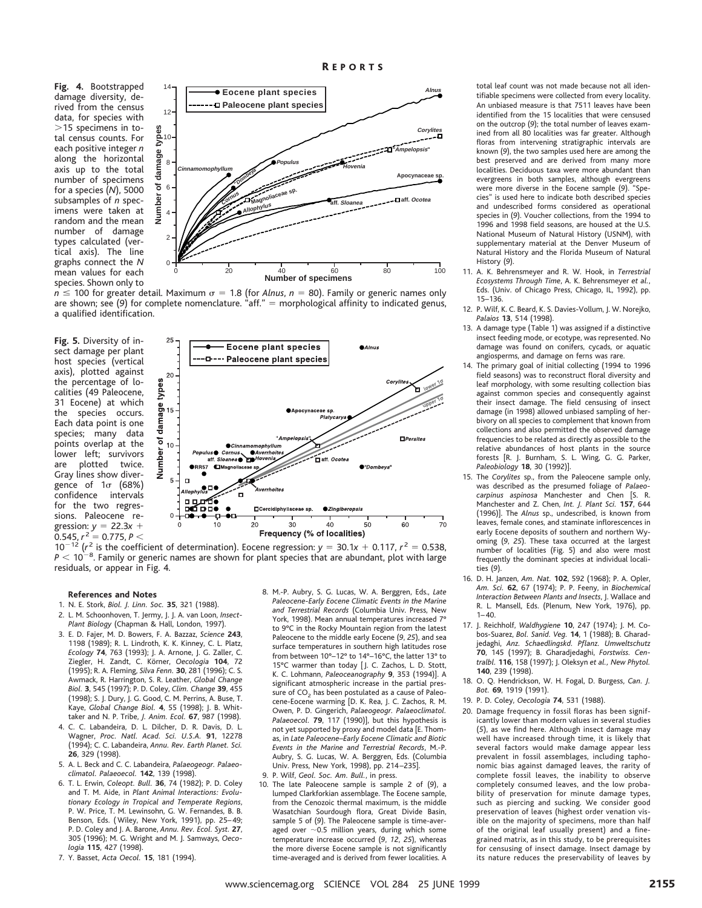**Fig. 4.** Bootstrapped damage diversity, derived from the census data, for species with >15 specimens in total census counts. For each positive integer $n$ along the horizontal axis up to the total number of specimens for a species ($N$), 5000 subsamples of $n$ specimens were taken at random and the mean number of damage types calculated (vertical axis). The line graphs connect the $N$ mean values for each species. Shown only to $n \leq 100$ for greater detail. Maximum $\sigma = 1.8$ (for *Alnus*, $n = 80$). Family or generic names only are shown; see (9) for complete nomenclature. "aff." = morphological affinity to indicated genus, a qualified identification.

**Fig. 5.** Diversity of insect damage per plant host species (vertical axis), plotted against the percentage of localities (49 Paleocene, 31 Eocene) at which the species occurs. Each data point is one species; many data points overlap at the lower left; survivors are plotted twice. Gray lines show divergence of 1σ (68%) confidence intervals for the two regressions. Paleocene regression: $y = 22.3x + 0.545$, $r^2 = 0.775$, $P < 10^{-12}$ ($r^2$ is the coefficient of determination). Eocene regression: $y = 30.1x + 0.117$, $r^2 = 0.538$, $P < 10^{-8}$. Family or generic names are shown for plant species that are abundant, plot with large residuals, or appear in Fig. 4.

### References and Notes

1. N. E. Stork, *Biol. J. Linn. Soc.* **35**, 321 (1988).
2. L. M. Schoonhoven, T. Jermy, J. J. A. van Loon, *Insect-Plant Biology* (Chapman & Hall, London, 1997).
3. E. D. Fajer, M. D. Bowers, F. A. Bazzaz, *Science* **243**, 1198 (1989); R. L. Lindroth, K. K. Kinney, C. L. Platz, *Ecology* **74**, 763 (1993); J. A. Arnone, J. G. Zaller, C. Ziegler, H. Zandt, C. Körner, *Oecologia* **104**, 72 (1995); R. A. Fleming, *Silva Fenn.* **30**, 281 (1996); C. S. Awmack, R. Harrington, S. R. Leather, *Global Change Biol.* **3**, 545 (1997); P. D. Coley, *Clim. Change* **39**, 455 (1998); S. J. Dury, J. G. Good, C. M. Perrins, A. Buse, T. Kaye, *Global Change Biol.* **4**, 55 (1998); J. B. Whittaker and N. P. Tribe, *J. Anim. Ecol.* **67**, 987 (1998).
4. C. C. Labandeira, D. L. Dilcher, D. R. Davis, D. L. Wagner, *Proc. Natl. Acad. Sci. U.S.A.* **91**, 12278 (1994); C. C. Labandeira, *Annu. Rev. Earth Planet. Sci.* **26**, 329 (1998).
5. A. L. Beck and C. C. Labandeira, *Palaeogeogr. Palaeoclimatol. Palaeoecol.* **142**, 139 (1998).
6. T. L. Erwin, *Coleopt. Bull.* **36**, 74 (1982); P. D. Coley and T. M. Aide, in *Plant Animal Interactions: Evolutionary Ecology in Tropical and Temperate Regions*, P. W. Price, T. M. Lewinsohn, G. W. Fernandes, B. B. Benson, Eds. (Wiley, New York, 1991), pp. 25–49; P. D. Coley and J. A. Barone, *Annu. Rev. Ecol. Syst.* **27**, 305 (1996); M. G. Wright and M. J. Samways, *Oecologia* **115**, 427 (1998).
7. Y. Basset, *Acta Oecol.* **15**, 181 (1994).
8. M.-P. Aubry, S. G. Lucas, W. A. Berggren, Eds., *Late Paleocene-Early Eocene Climatic Events in the Marine and Terrestrial Records* (Columbia Univ. Press, New York, 1998). Mean annual temperatures increased 7° to 9°C in the Rocky Mountain region from the latest Paleocene to the middle early Eocene (9, 25), and sea surface temperatures in southern high latitudes rose from between 10°–12° to 14°–16°C, the latter 13° to 15°C warmer than today [J. C. Zachos, L. D. Stott, K. C. Lohmann, *Paleoceanography* **9**, 353 (1994)]. A significant atmospheric increase in the partial pressure of $CO_2$ has been postulated as a cause of Paleocene-Eocene warming [D. K. Rea, J. C. Zachos, R. M. Owen, P. D. Gingerich, *Palaeogeogr. Palaeoclimatol. Palaeoecol.* **79**, 117 (1990)], but this hypothesis is not yet supported by proxy and model data [E. Thomas, in *Late Paleocene–Early Eocene Climatic and Biotic Events in the Marine and Terrestrial Records*, M.-P. Aubry, S. G. Lucas, W. A. Berggren, Eds. (Columbia Univ. Press, New York, 1998), pp. 214–235].
9. P. Wilf, *Geol. Soc. Am. Bull.*, in press.
10. The late Paleocene sample is sample 2 of (9), a lumped Clarkforkian assemblage. The Eocene sample, from the Cenozoic thermal maximum, is the middle Wasatchian Sourdough flora, Great Divide Basin, sample 5 of (9). The Paleocene sample is time-averaged over ~0.5 million years, during which some temperature increase occurred (9, 12, 25), whereas the more diverse Eocene sample is not significantly time-averaged and is derived from fewer localities. A total leaf count was not made because not all identifiable specimens were collected from every locality. An unbiased measure is that 7511 leaves have been identified from the 15 localities that were censused on the outcrop (9); the total number of leaves examined from all 80 localities was far greater. Although floras from intervening stratigraphic intervals are known (9), the two samples used here are among the best preserved and are derived from many more localities. Deciduous taxa were more abundant than evergreens in both samples, although evergreens were more diverse in the Eocene sample (9). "Species" is used here to indicate both described species and undescribed forms considered as operational species in (9). Voucher collections, from the 1994 to 1996 and 1998 field seasons, are housed at the U.S. National Museum of Natural History (USNM), with supplementary material at the Denver Museum of Natural History and the Florida Museum of Natural History (9).
11. A. K. Behrensmeyer and R. W. Hook, in *Terrestrial Ecosystems Through Time*, A. K. Behrensmeyer *et al.*, Eds. (Univ. of Chicago Press, Chicago, IL, 1992), pp. 15–136.
12. P. Wilf, K. C. Beard, K. S. Davies-Vollum, J. W. Norejko, *Palaios* **13**, 514 (1998).
13. A damage type (Table 1) was assigned if a distinctive insect feeding mode, or ecotype, was represented. No damage was found on conifers, cycads, or aquatic angiosperms, and damage on ferns was rare.
14. The primary goal of initial collecting (1994 to 1996 field seasons) was to reconstruct floral diversity and leaf morphology, with some resulting collection bias against common species and consequently against their insect damage. The field censusing of insect damage (in 1998) allowed unbiased sampling of herbivory on all species to complement that known from collections and also permitted the observed damage frequencies to be related as directly as possible to the relative abundances of host plants in the source forests [R. J. Burnham, S. L. Wing, G. G. Parker, *Paleobiology* **18**, 30 (1992)].
15. The *Corylites* sp., from the Paleocene sample only, was described as the presumed foliage of *Palaeocarpinus aspinosa* Manchester and Chen [S. R. Manchester and Z. Chen, *Int. J. Plant Sci.* **157**, 644 (1996)]. The *Alnus* sp., undescribed, is known from leaves, female cones, and staminate inflorescences in early Eocene deposits of southern and northern Wyoming (9, 25). These taxa occurred at the largest number of localities (Fig. 5) and also were most frequently the dominant species at individual localities (9).
16. D. H. Janzen, *Am. Nat.* **102**, 592 (1968); P. A. Opler, *Am. Sci.* **62**, 67 (1974); P. P. Feeny, in *Biochemical Interaction Between Plants and Insects*, J. Wallace and R. L. Mansell, Eds. (Plenum, New York, 1976), pp. 1–40.
17. J. Reichholf, *Waldhygiene* **10**, 247 (1974); J. M. Cobos-Suarez, *Bol. Sanid. Veg.* **14**, 1 (1988); B. Gharadjedaghi, *Anz. Schaedlingskd. Pflanz. Umweltschutz* **70**, 145 (1997); B. Gharadjedaghi, *Forstwiss. Centralbl.* **116**, 158 (1997); J. Oleksyn *et al.*, *New Phytol.* **140**, 239 (1998).
18. O. Q. Hendrickson, W. H. Fogal, D. Burgess, *Can. J. Bot.* **69**, 1919 (1991).
19. P. D. Coley, *Oecologia* **74**, 531 (1988).
20. Damage frequency in fossil floras has been significantly lower than modern values in several studies (5), as we find here. Although insect damage may well have increased through time, it is likely that several factors would make damage appear less prevalent in fossil assemblages, including taphonomic bias against damaged leaves, the rarity of complete fossil leaves, the inability to observe completely consumed leaves, and the low probability of preservation for minute damage types, such as piercing and sucking. We consider good preservation of leaves (highest order venation visible on the majority of specimens, more than half of the original leaf usually present) and a fine-grained matrix, as in this study, to be prerequisites for censusing of insect damage. Insect damage by its nature reduces the preservability of leaves by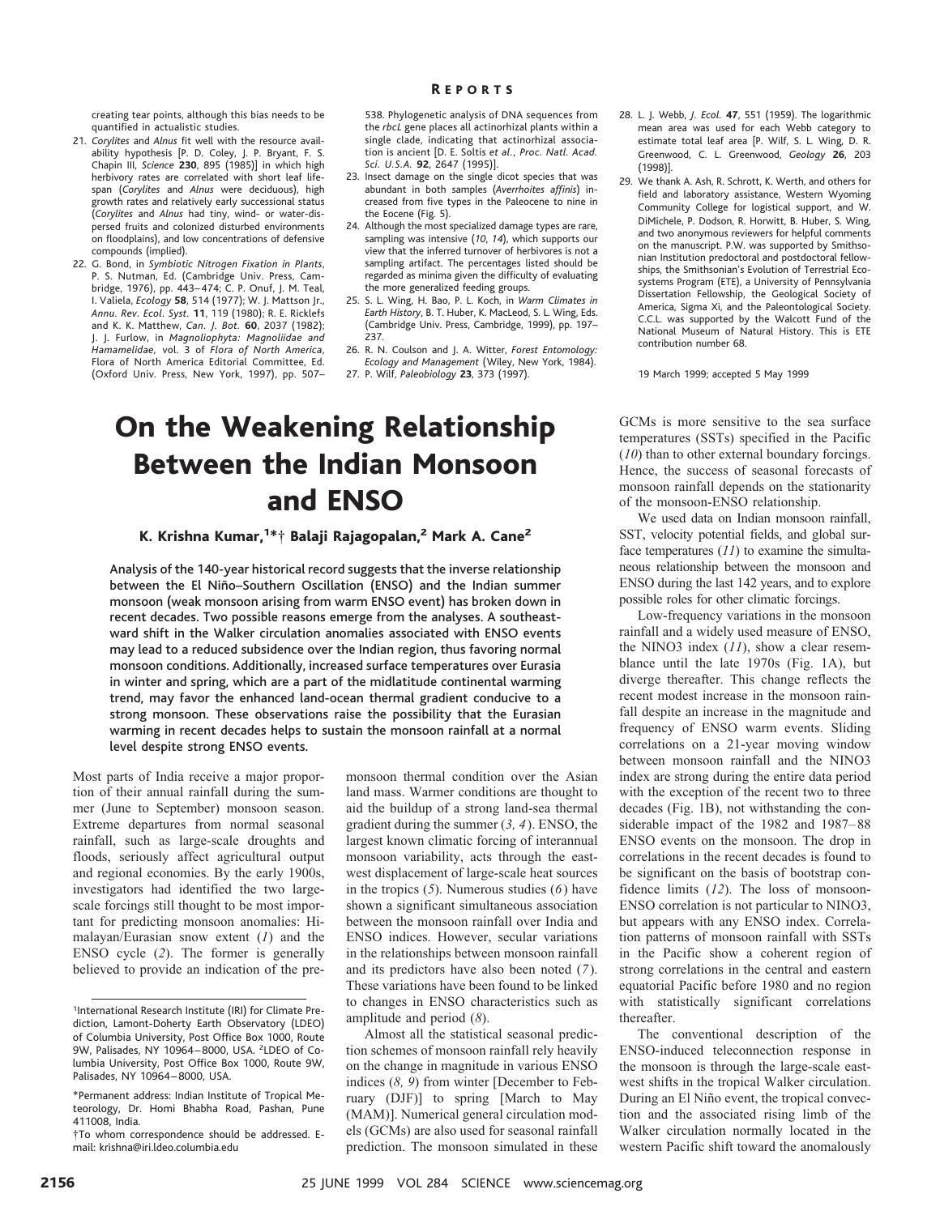creating tear points, although this bias needs to be quantified in actualistic studies.

21. *Corylites* and *Alnus* fit well with the resource availability hypothesis [P. D. Coley, J. P. Bryant, F. S. Chapin III, *Science* **230**, 895 (1985)] in which high herbivory rates are correlated with short leaf lifespan (*Corylites* and *Alnus* were deciduous), high growth rates and relatively early successional status (*Corylites* and *Alnus* had tiny, wind- or water-dispersed fruits and colonized disturbed environments on floodplains), and low concentrations of defensive compounds (implied).
22. G. Bond, in *Symbiotic Nitrogen Fixation in Plants*, P. S. Nutman, Ed. (Cambridge Univ. Press, Cambridge, 1976), pp. 443–474; C. P. Onuf, J. M. Teal, I. Valiela, *Ecology* **58**, 514 (1977); W. J. Mattson Jr., *Annu. Rev. Ecol. Syst.* **11**, 119 (1980); R. E. Ricklefs and K. K. Matthew, *Can. J. Bot.* **60**, 2037 (1982); J. J. Furlow, in *Magnoliophyta: Magnoliidae and Hamamelidae*, vol. 3 of *Flora of North America*, Flora of North America Editorial Committee, Ed. (Oxford Univ. Press, New York, 1997), pp. 507–538. Phylogenetic analysis of DNA sequences from the *rbcL* gene places all actinorhizal plants within a single clade, indicating that actinorhizal association is ancient [D. E. Soltis *et al.*, *Proc. Natl. Acad. Sci. U.S.A.* **92**, 2647 (1995)].
23. Insect damage on the single dicot species that was abundant in both samples (*Averrhoites affinis*) increased from five types in the Paleocene to nine in the Eocene (Fig. 5).
24. Although the most specialized damage types are rare, sampling was intensive (*10, 14*), which supports our view that the inferred turnover of herbivores is not a sampling artifact. The percentages listed should be regarded as minima given the difficulty of evaluating the more generalized feeding groups.
25. S. L. Wing, H. Bao, P. L. Koch, in *Warm Climates in Earth History*, B. T. Huber, K. MacLeod, S. L. Wing, Eds. (Cambridge Univ. Press, Cambridge, 1999), pp. 197–237.
26. R. N. Coulson and J. A. Witter, *Forest Entomology: Ecology and Management* (Wiley, New York, 1984).
27. P. Wilf, *Paleobiology* **23**, 373 (1997).
28. L. J. Webb, *J. Ecol.* **47**, 551 (1959). The logarithmic mean area was used for each Webb category to estimate total leaf area [P. Wilf, S. L. Wing, D. R. Greenwood, C. L. Greenwood, *Geology* **26**, 203 (1998)].
29. We thank A. Ash, R. Schrott, K. Werth, and others for field and laboratory assistance, Western Wyoming Community College for logistical support, and W. DiMichele, P. Dodson, R. Horwitt, B. Huber, S. Wing, and two anonymous reviewers for helpful comments on the manuscript. P.W. was supported by Smithsonian Institution predoctoral and postdoctoral fellowships, the Smithsonian's Evolution of Terrestrial Ecosystems Program (ETE), a University of Pennsylvania Dissertation Fellowship, the Geological Society of America, Sigma Xi, and the Paleontological Society. C.C.L. was supported by the Walcott Fund of the National Museum of Natural History. This is ETE contribution number 68.

19 March 1999; accepted 5 May 1999

# On the Weakening Relationship Between the Indian Monsoon and ENSO

**K. Krishna Kumar,[1*†] Balaji Rajagopalan,[2] Mark A. Cane[2]**

**Analysis of the 140-year historical record suggests that the inverse relationship between the El Niño–Southern Oscillation (ENSO) and the Indian summer monsoon (weak monsoon arising from warm ENSO event) has broken down in recent decades. Two possible reasons emerge from the analyses. A southeastward shift in the Walker circulation anomalies associated with ENSO events may lead to a reduced subsidence over the Indian region, thus favoring normal monsoon conditions. Additionally, increased surface temperatures over Eurasia in winter and spring, which are a part of the midlatitude continental warming trend, may favor the enhanced land-ocean thermal gradient conducive to a strong monsoon. These observations raise the possibility that the Eurasian warming in recent decades helps to sustain the monsoon rainfall at a normal level despite strong ENSO events.**

Most parts of India receive a major proportion of their annual rainfall during the summer (June to September) monsoon season. Extreme departures from normal seasonal rainfall, such as large-scale droughts and floods, seriously affect agricultural output and regional economies. By the early 1900s, investigators had identified the two large-scale forcings still thought to be most important for predicting monsoon anomalies: Himalayan/Eurasian snow extent (*1*) and the ENSO cycle (*2*). The former is generally believed to provide an indication of the premonsoon thermal condition over the Asian land mass. Warmer conditions are thought to aid the buildup of a strong land-sea thermal gradient during the summer (*3, 4*). ENSO, the largest known climatic forcing of interannual monsoon variability, acts through the east-west displacement of large-scale heat sources in the tropics (*5*). Numerous studies (*6*) have shown a significant simultaneous association between the monsoon rainfall over India and ENSO indices. However, secular variations in the relationships between monsoon rainfall and its predictors have also been noted (*7*). These variations have been found to be linked to changes in ENSO characteristics such as amplitude and period (*8*).

Almost all the statistical seasonal prediction schemes of monsoon rainfall rely heavily on the change in magnitude in various ENSO indices (*8, 9*) from winter [December to February (DJF)] to spring [March to May (MAM)]. Numerical general circulation models (GCMs) are also used for seasonal rainfall prediction. The monsoon simulated in these GCMs is more sensitive to the sea surface temperatures (SSTs) specified in the Pacific (*10*) than to other external boundary forcings. Hence, the success of seasonal forecasts of monsoon rainfall depends on the stationarity of the monsoon-ENSO relationship.

We used data on Indian monsoon rainfall, SST, velocity potential fields, and global surface temperatures (*11*) to examine the simultaneous relationship between the monsoon and ENSO during the last 142 years, and to explore possible roles for other climatic forcings.

Low-frequency variations in the monsoon rainfall and a widely used measure of ENSO, the NINO3 index (*11*), show a clear resemblance until the late 1970s (Fig. 1A), but diverge thereafter. This change reflects the recent modest increase in the monsoon rainfall despite an increase in the magnitude and frequency of ENSO warm events. Sliding correlations on a 21-year moving window between monsoon rainfall and the NINO3 index are strong during the entire data period with the exception of the recent two to three decades (Fig. 1B), not withstanding the considerable impact of the 1982 and 1987–88 ENSO events on the monsoon. The drop in correlations in the recent decades is found to be significant on the basis of bootstrap confidence limits (*12*). The loss of monsoon-ENSO correlation is not particular to NINO3, but appears with any ENSO index. Correlation patterns of monsoon rainfall with SSTs in the Pacific show a coherent region of strong correlations in the central and eastern equatorial Pacific before 1980 and no region with statistically significant correlations thereafter.

The conventional description of the ENSO-induced teleconnection response in the monsoon is through the large-scale east-west shifts in the tropical Walker circulation. During an El Niño event, the tropical convection and the associated rising limb of the Walker circulation normally located in the western Pacific shift toward the anomalously

[1]International Research Institute (IRI) for Climate Prediction, Lamont-Doherty Earth Observatory (LDEO) of Columbia University, Post Office Box 1000, Route 9W, Palisades, NY 10964–8000, USA. [2]LDEO of Columbia University, Post Office Box 1000, Route 9W, Palisades, NY 10964–8000, USA.

*Permanent address: Indian Institute of Tropical Meteorology, Dr. Homi Bhabha Road, Pashan, Pune 411008, India.

†To whom correspondence should be addressed. E-mail: krishna@iri.ldeo.columbia.edu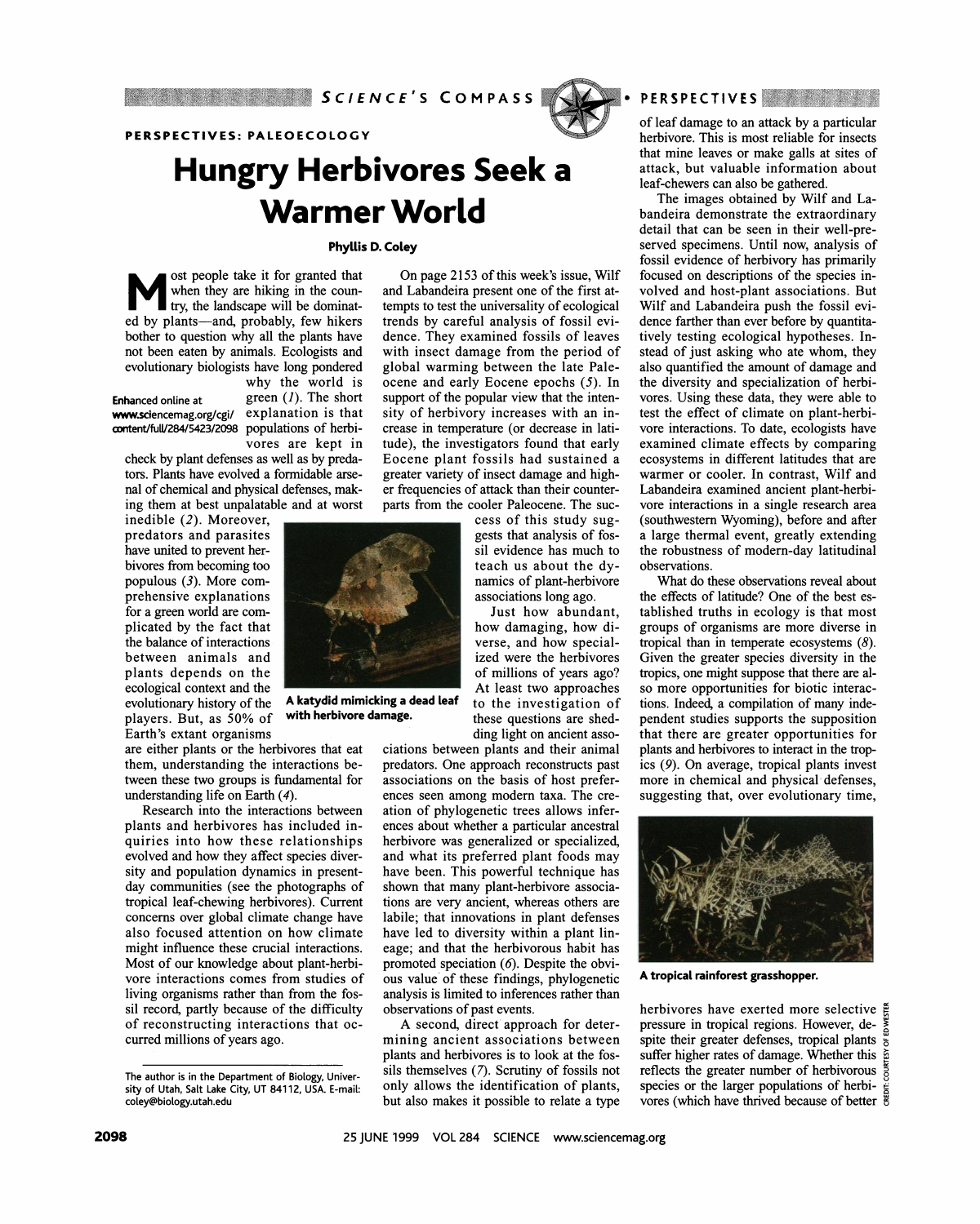PERSPECTIVES: PALEOECOLOGY

# Hungry Herbivores Seek a Warmer World

**Phyllis D. Coley**

Most people take it for granted that when they are hiking in the country, the landscape will be dominated by plants—and, probably, few hikers bother to question why all the plants have not been eaten by animals. Ecologists and evolutionary biologists have long pondered why the world is green (*1*). The short explanation is that populations of herbivores are kept in check by plant defenses as well as by predators. Plants have evolved a formidable arsenal of chemical and physical defenses, making them at best unpalatable and at worst inedible (*2*). Moreover, predators and parasites have united to prevent herbivores from becoming too populous (*3*). More comprehensive explanations for a green world are complicated by the fact that the balance of interactions between animals and plants depends on the ecological context and the evolutionary history of the players. But, as 50% of Earth's extant organisms are either plants or the herbivores that eat them, understanding the interactions between these two groups is fundamental for understanding life on Earth (*4*).

Enhanced online at www.sciencemag.org/cgi/content/full/284/5423/2098

Research into the interactions between plants and herbivores has included inquiries into how these relationships evolved and how they affect species diversity and population dynamics in present-day communities (see the photographs of tropical leaf-chewing herbivores). Current concerns over global climate change have also focused attention on how climate might influence these crucial interactions. Most of our knowledge about plant-herbivore interactions comes from studies of living organisms rather than from the fossil record, partly because of the difficulty of reconstructing interactions that occurred millions of years ago.

On page 2153 of this week's issue, Wilf and Labandeira present one of the first attempts to test the universality of ecological trends by careful analysis of fossil evidence. They examined fossils of leaves with insect damage from the period of global warming between the late Paleocene and early Eocene epochs (*5*). In support of the popular view that the intensity of herbivory increases with an increase in temperature (or decrease in latitude), the investigators found that early Eocene plant fossils had sustained a greater variety of insect damage and higher frequencies of attack than their counterparts from the cooler Paleocene. The success of this study suggests that analysis of fossil evidence has much to teach us about the dynamics of plant-herbivore associations long ago.

**A katydid mimicking a dead leaf with herbivore damage.**

Just how abundant, how damaging, how diverse, and how specialized were the herbivores of millions of years ago? At least two approaches to the investigation of these questions are shedding light on ancient associations between plants and their animal predators. One approach reconstructs past associations on the basis of host preferences seen among modern taxa. The creation of phylogenetic trees allows inferences about whether a particular ancestral herbivore was generalized or specialized, and what its preferred plant foods may have been. This powerful technique has shown that many plant-herbivore associations are very ancient, whereas others are labile; that innovations in plant defenses have led to diversity within a plant lineage; and that the herbivorous habit has promoted speciation (*6*). Despite the obvious value of these findings, phylogenetic analysis is limited to inferences rather than observations of past events.

A second, direct approach for determining ancient associations between plants and herbivores is to look at the fossils themselves (*7*). Scrutiny of fossils not only allows the identification of plants, but also makes it possible to relate a type of leaf damage to an attack by a particular herbivore. This is most reliable for insects that mine leaves or make galls at sites of attack, but valuable information about leaf-chewers can also be gathered.

The images obtained by Wilf and Labandeira demonstrate the extraordinary detail that can be seen in their well-preserved specimens. Until now, analysis of fossil evidence of herbivory has primarily focused on descriptions of the species involved and host-plant associations. But Wilf and Labandeira push the fossil evidence farther than ever before by quantitatively testing ecological hypotheses. Instead of just asking who ate whom, they also quantified the amount of damage and the diversity and specialization of herbivores. Using these data, they were able to test the effect of climate on plant-herbivore interactions. To date, ecologists have examined climate effects by comparing ecosystems in different latitudes that are warmer or cooler. In contrast, Wilf and Labandeira examined ancient plant-herbivore interactions in a single research area (southwestern Wyoming), before and after a large thermal event, greatly extending the robustness of modern-day latitudinal observations.

What do these observations reveal about the effects of latitude? One of the best established truths in ecology is that most groups of organisms are more diverse in tropical than in temperate ecosystems (*8*). Given the greater species diversity in the tropics, one might suppose that there are also more opportunities for biotic interactions. Indeed, a compilation of many independent studies supports the supposition that there are greater opportunities for plants and herbivores to interact in the tropics (*9*). On average, tropical plants invest more in chemical and physical defenses, suggesting that, over evolutionary time, herbivores have exerted more selective pressure in tropical regions. However, despite their greater defenses, tropical plants suffer higher rates of damage. Whether this reflects the greater number of herbivorous species or the larger populations of herbivores (which have thrived because of better

**A tropical rainforest grasshopper.**

CREDIT: COURTESY OF ED WESTER

The author is in the Department of Biology, University of Utah, Salt Lake City, UT 84112, USA. E-mail: coley@biology.utah.edu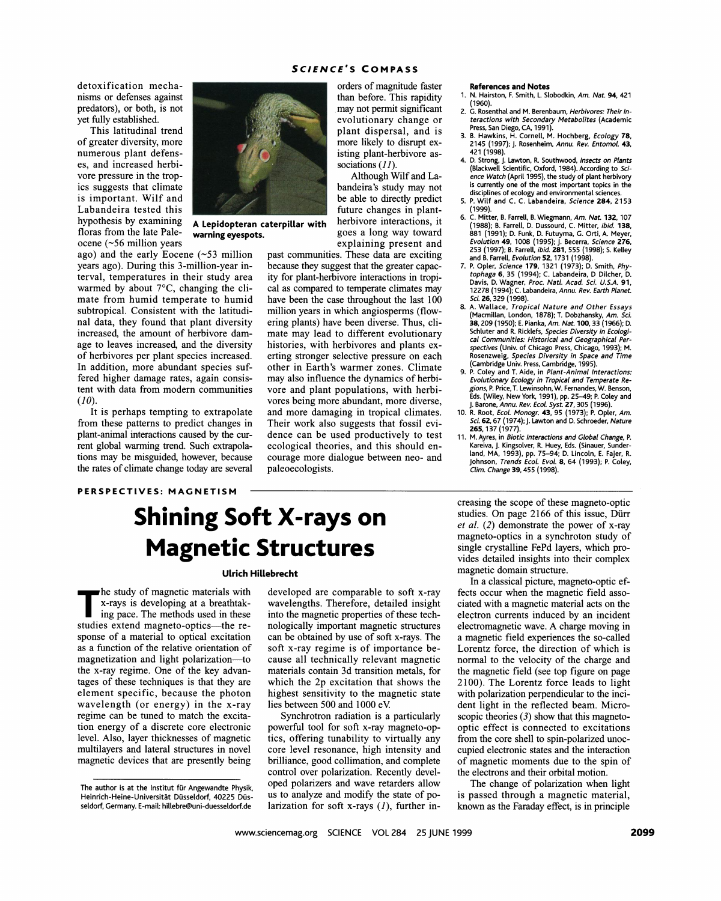detoxification mechanisms or defenses against predators), or both, is not yet fully established.

This latitudinal trend of greater diversity, more numerous plant defenses, and increased herbivore pressure in the tropics suggests that climate is important. Wilf and Labandeira tested this hypothesis by examining floras from the late Paleocene (~56 million years ago) and the early Eocene (~53 million years ago). During this 3-million-year interval, temperatures in their study area warmed by about 7°C, changing the climate from humid temperate to humid subtropical. Consistent with the latitudinal data, they found that plant diversity increased, the amount of herbivore damage to leaves increased, and the diversity of herbivores per plant species increased. In addition, more abundant species suffered higher damage rates, again consistent with data from modern communities (*10*).

It is perhaps tempting to extrapolate from these patterns to predict changes in plant-animal interactions caused by the current global warming trend. Such extrapolations may be misguided, however, because the rates of climate change today are several orders of magnitude faster than before. This rapidity may not permit significant evolutionary change or plant dispersal, and is more likely to disrupt existing plant-herbivore associations (*11*).

**A Lepidopteran caterpillar with warning eyespots.**

Although Wilf and Labandeira's study may not be able to directly predict future changes in plant-herbivore interactions, it goes a long way toward explaining present and past communities. These data are exciting because they suggest that the greater capacity for plant-herbivore interactions in tropical as compared to temperate climates may have been the case throughout the last 100 million years in which angiosperms (flowering plants) have been diverse. Thus, climate may lead to different evolutionary histories, with herbivores and plants exerting stronger selective pressure on each other in Earth's warmer zones. Climate may also influence the dynamics of herbivore and plant populations, with herbivores being more abundant, more diverse, and more damaging in tropical climates. Their work also suggests that fossil evidence can be used productively to test ecological theories, and this should encourage more dialogue between neo- and paleoecologists.

**References and Notes**

1. N. Hairston, F. Smith, L. Slobodkin, *Am. Nat.* **94**, 421 (1960).
2. G. Rosenthal and M. Berenbaum, *Herbivores: Their Interactions with Secondary Metabolites* (Academic Press, San Diego, CA, 1991).
3. B. Hawkins, H. Cornell, M. Hochberg, *Ecology* **78**, 2145 (1997); J. Rosenheim, *Annu. Rev. Entomol.* **43**, 421 (1998).
4. D. Strong, J. Lawton, R. Southwood, *Insects on Plants* (Blackwell Scientific, Oxford, 1984). According to *Science Watch* (April 1995), the study of plant herbivory is currently one of the most important topics in the disciplines of ecology and environmental sciences.
5. P. Wilf and C. C. Labandeira, *Science* **284**, 2153 (1999).
6. C. Mitter, B. Farrell, B. Wiegmann, *Am. Nat.* **132**, 107 (1988); B. Farrell, D. Dussourd, C. Mitter, *ibid.* **138**, 881 (1991); D. Funk, D. Futuyma, G. Orti, A. Meyer, *Evolution* **49**, 1008 (1995); J. Becerra, *Science* **276**, 253 (1997); B. Farrell, *ibid.* **281**, 555 (1998); S. Kelley and B. Farrell, *Evolution* **52**, 1731 (1998).
7. P. Opler, *Science* **179**, 1321 (1973); D. Smith, *Phytophaga* **6**, 35 (1994); C. Labandeira, D. Dilcher, D. Davis, D. Wagner, *Proc. Natl. Acad. Sci. U.S.A.* **91**, 12278 (1994); C. Labandeira, *Annu. Rev. Earth Planet. Sci.* **26**, 329 (1998).
8. A. Wallace, *Tropical Nature and Other Essays* (Macmillan, London, 1878); T. Dobzhansky, *Am. Sci.* **38**, 209 (1950); E. Pianka, *Am. Nat.* **100**, 33 (1966); D. Schluter and R. Ricklefs, *Species Diversity in Ecological Communities: Historical and Geographical Perspectives* (Univ. of Chicago Press, Chicago, 1993); M. Rosenzweig, *Species Diversity in Space and Time* (Cambridge Univ. Press, Cambridge, 1995).
9. P. Coley and T. Aide, in *Plant-Animal Interactions: Evolutionary Ecology in Tropical and Temperate Regions*, P. Price, T. Lewinsohn, W. Fernandes, W. Benson, Eds. (Wiley, New York, 1991), pp. 25–49; P. Coley and J. Barone, *Annu. Rev. Ecol. Syst.* **27**, 305 (1996).
10. R. Root, *Ecol. Monogr.* **43**, 95 (1973); P. Opler, *Am. Sci.* **62**, 67 (1974); J. Lawton and D. Schroeder, *Nature* **265**, 137 (1977).
11. M. Ayres, in *Biotic Interactions and Global Change*, P. Kareiva, J. Kingsolver, R. Huey, Eds. (Sinauer, Sunderland, MA, 1993), pp. 75–94; D. Lincoln, E. Fajer, R. Johnson, *Trends Ecol. Evol.* **8**, 64 (1993); P. Coley, *Clim. Change* **39**, 455 (1998).

**PERSPECTIVES: MAGNETISM**

# Shining Soft X-rays on Magnetic Structures

**Ulrich Hillebrecht**

The study of magnetic materials with x-rays is developing at a breathtaking pace. The methods used in these studies extend magneto-optics—the response of a material to optical excitation as a function of the relative orientation of magnetization and light polarization—to the x-ray regime. One of the key advantages of these techniques is that they are element specific, because the photon wavelength (or energy) in the x-ray regime can be tuned to match the excitation energy of a discrete core electronic level. Also, layer thicknesses of magnetic multilayers and lateral structures in novel magnetic devices that are presently being developed are comparable to soft x-ray wavelengths. Therefore, detailed insight into the magnetic properties of these technologically important magnetic structures can be obtained by use of soft x-rays. The soft x-ray regime is of importance because all technically relevant magnetic materials contain 3d transition metals, for which the 2p excitation that shows the highest sensitivity to the magnetic state lies between 500 and 1000 eV.

Synchrotron radiation is a particularly powerful tool for soft x-ray magneto-optics, offering tunability to virtually any core level resonance, high intensity and brilliance, good collimation, and complete control over polarization. Recently developed polarizers and wave retarders allow us to analyze and modify the state of polarization for soft x-rays (*1*), further increasing the scope of these magneto-optic studies. On page 2166 of this issue, Dürr *et al.* (*2*) demonstrate the power of x-ray magneto-optics in a synchrotron study of single crystalline FePd layers, which provides detailed insights into their complex magnetic domain structure.

In a classical picture, magneto-optic effects occur when the magnetic field associated with a magnetic material acts on the electron currents induced by an incident electromagnetic wave. A charge moving in a magnetic field experiences the so-called Lorentz force, the direction of which is normal to the velocity of the charge and the magnetic field (see top figure on page 2100). The Lorentz force leads to light with polarization perpendicular to the incident light in the reflected beam. Microscopic theories (*3*) show that this magneto-optic effect is connected to excitations from the core shell to spin-polarized unoccupied electronic states and the interaction of magnetic moments due to the spin of the electrons and their orbital motion.

The change of polarization when light is passed through a magnetic material, known as the Faraday effect, is in principle

The author is at the Institut für Angewandte Physik, Heinrich-Heine-Universität Düsseldorf, 40225 Düsseldorf, Germany. E-mail: hillebre@uni-duesseldorf.de